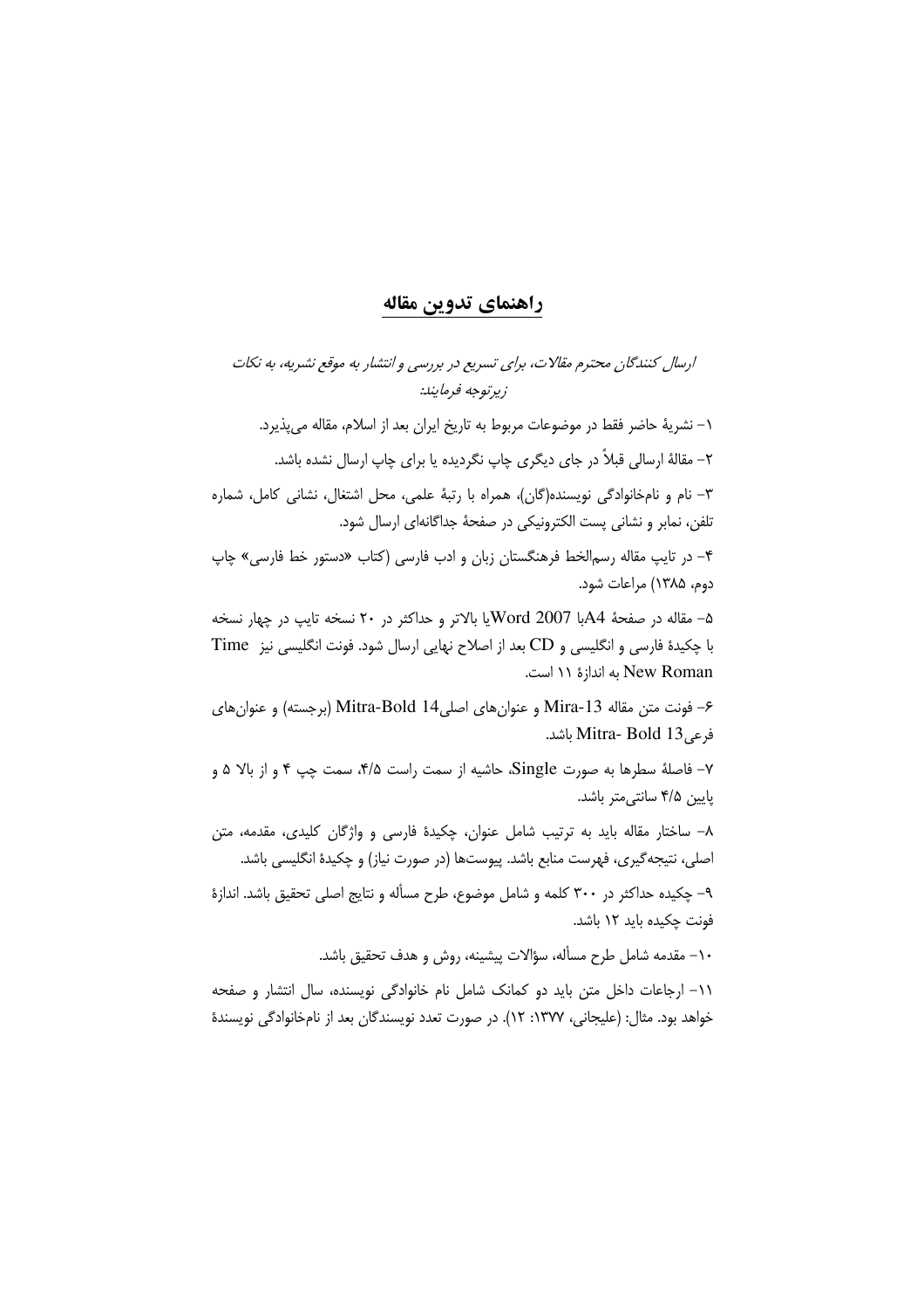## راهنمای تدوین مقاله

*ارسال کنندگان محترم مقالات، برای تسریع در بررسی و انتشار به موقع نشریه، به نکات زیرتوجه فرمایند:*

۱- نشریهٔ حاضر فقط در موضوعات مربوط به تاریخ ایران بعد از اسلام، مقاله می‌پذیرد.

۲- مقالهٔ ارسالی قبلاً در جای دیگری چاپ نگردیده یا برای چاپ ارسال نشده باشد.

۳- نام و نام‌خانوادگی نویسنده(گان)، همراه با رتبهٔ علمی، محل اشتغال، نشانی کامل، شماره تلفن، نمابر و نشانی پست الکترونیکی در صفحهٔ جداگانه‌ای ارسال شود.

۴- در تایپ مقاله رسم‌الخط فرهنگستان زبان و ادب فارسی (کتاب «دستور خط فارسی» چاپ دوم، ۱۳۸۵) مراعات شود.

۵- مقاله در صفحهٔ A4با Word 2007یا بالاتر و حداکثر در ۲۰ نسخه تایپ در چهار نسخه با چکیدهٔ فارسی و انگلیسی و CD بعد از اصلاح نهایی ارسال شود. فونت انگلیسی نیز Time New Roman به اندازهٔ ۱۱ است.

۶- فونت متن مقاله Mira-13 و عنوان‌های اصلیMitra-Bold 14 (برجسته) و عنوان‌های فرعیMitra- Bold 13 باشد.

۷- فاصلهٔ سطرها به صورت Single، حاشیه از سمت راست ۴/۵، سمت چپ ۴ و از بالا ۵ و پایین ۴/۵ سانتی‌متر باشد.

۸- ساختار مقاله باید به ترتیب شامل عنوان، چکیدهٔ فارسی و واژگان کلیدی، مقدمه، متن اصلی، نتیجه‌گیری، فهرست منابع باشد. پیوست‌ها (در صورت نیاز) و چکیدهٔ انگلیسی باشد.

۹- چکیده حداکثر در ۳۰۰ کلمه و شامل موضوع، طرح مسأله و نتایج اصلی تحقیق باشد. اندازهٔ فونت چکیده باید ۱۲ باشد.

۱۰- مقدمه شامل طرح مسأله، سؤالات پیشینه، روش و هدف تحقیق باشد.

۱۱- ارجاعات داخل متن باید دو کمانک شامل نام خانوادگی نویسنده، سال انتشار و صفحه خواهد بود. مثال: (علیجانی، ۱۳۷۷: ۱۲). در صورت تعدد نویسندگان بعد از نام‌خانوادگی نویسندهٔ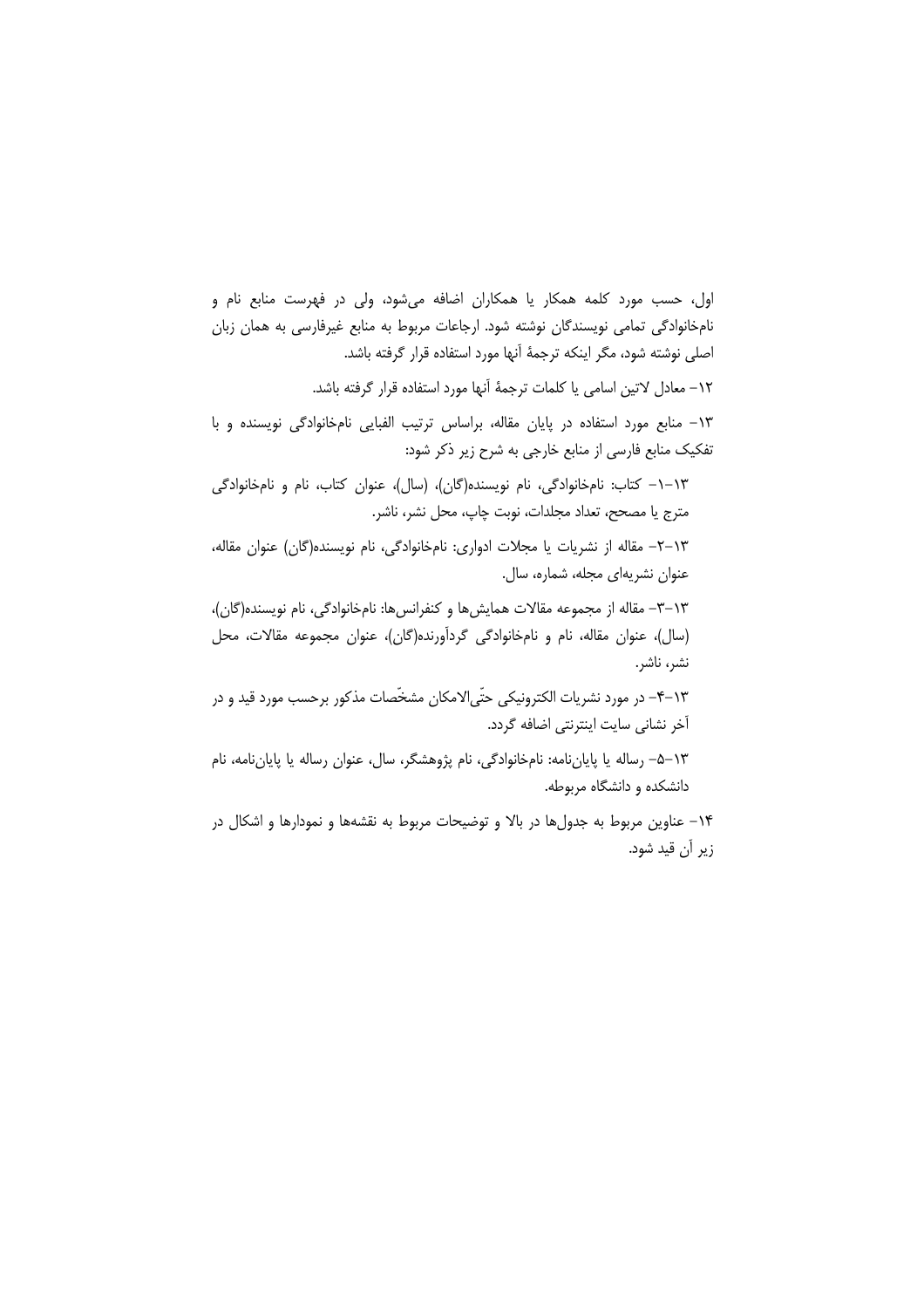اول، حسب مورد کلمه همکار یا همکاران اضافه می‌شود، ولی در فهرست منابع نام و نام‌خانوادگی تمامی نویسندگان نوشته شود. ارجاعات مربوط به منابع غیرفارسی به همان زبان اصلی نوشته شود، مگر اینکه ترجمهٔ آنها مورد استفاده قرار گرفته باشد.

۱۲- معادل لاتین اسامی یا کلمات ترجمهٔ آنها مورد استفاده قرار گرفته باشد.

۱۳- منابع مورد استفاده در پایان مقاله، براساس ترتیب الفبایی نام‌خانوادگی نویسنده و با تفکیک منابع فارسی از منابع خارجی به شرح زیر ذکر شود:

۱۳-۱- کتاب: نام‌خانوادگی، نام نویسنده(گان)، (سال)، عنوان کتاب، نام و نام‌خانوادگی مترجم یا مصحح، تعداد مجلدات، نوبت چاپ، محل نشر، ناشر.

۱۳-۲- مقاله از نشریات یا مجلات ادواری: نام‌خانوادگی، نام نویسنده(گان) عنوان مقاله، عنوان نشریه‌ای مجله، شماره، سال.

۱۳-۳- مقاله از مجموعه مقالات همایش‌ها و کنفرانس‌ها: نام‌خانوادگی، نام نویسنده(گان)، (سال)، عنوان مقاله، نام و نام‌خانوادگی گردآورنده(گان)، عنوان مجموعه مقالات، محل نشر، ناشر.

۱۳-۴- در مورد نشریات الکترونیکی حتّی‌الامکان مشخّصات مذکور برحسب مورد قید و در آخر نشانی سایت اینترنتی اضافه گردد.

۱۳-۵- رساله یا پایان‌نامه: نام‌خانوادگی، نام پژوهشگر، سال، عنوان رساله یا پایان‌نامه، نام دانشکده و دانشگاه مربوطه.

۱۴- عناوین مربوط به جدول‌ها در بالا و توضیحات مربوط به نقشه‌ها و نمودارها و اشکال در زیر آن قید شود.